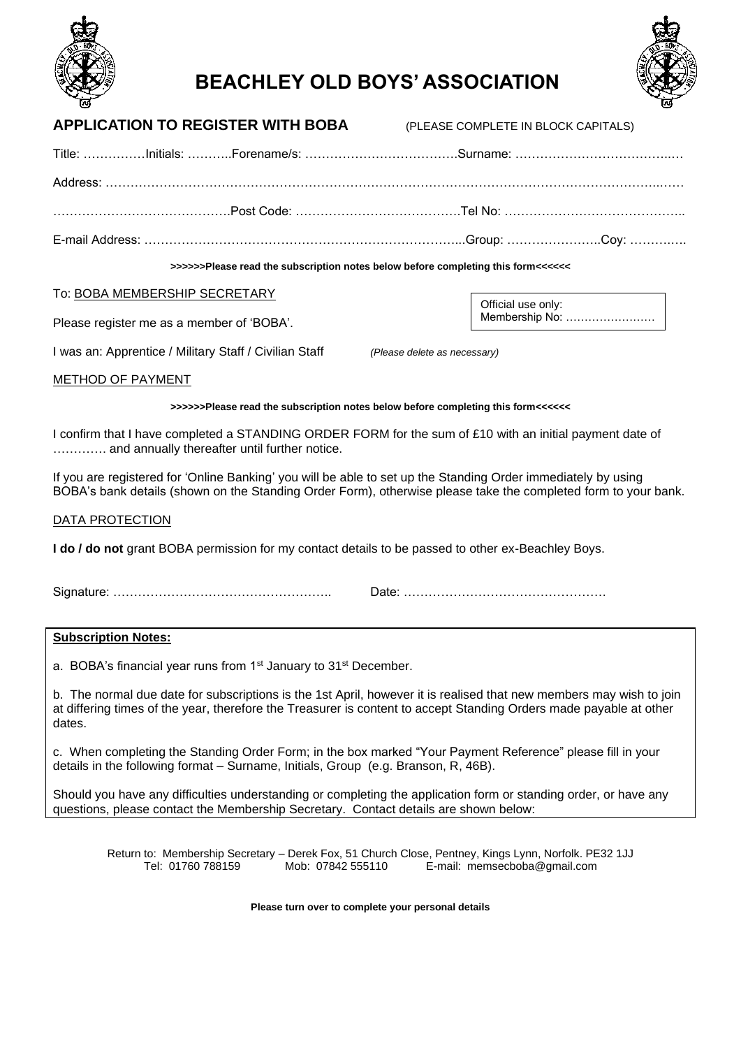# BEACHLEY OLD BOYS' ASSOCIATION

## APPLICATION TO REGISTER WITH BOBA

(PLEASE COMPLETE IN BLOCK CAPITALS)

Title: ……………Initials: ………..Forename/s: ……………………………….Surname: …………………………………

Address: ……………………………………………………………………………………………………………………………

……………………………………Post Code: …………………………………Tel No: ……………………………………..

E-mail Address: …………………………………………………………………...Group: …………………..Coy: …………..

**>>>>>>Please read the subscription notes below before completing this form<<<<<<**

To: BOBA MEMBERSHIP SECRETARY

Official use only:
Membership No: ……………………

Please register me as a member of 'BOBA'.

I was an: Apprentice / Military Staff / Civilian Staff *(Please delete as necessary)*

METHOD OF PAYMENT

**>>>>>>Please read the subscription notes below before completing this form<<<<<<**

I confirm that I have completed a STANDING ORDER FORM for the sum of £10 with an initial payment date of …………. and annually thereafter until further notice.

If you are registered for 'Online Banking' you will be able to set up the Standing Order immediately by using BOBA's bank details (shown on the Standing Order Form), otherwise please take the completed form to your bank.

DATA PROTECTION

**I do / do not** grant BOBA permission for my contact details to be passed to other ex-Beachley Boys.

Signature: …………………………………………….. Date: ………………………………………….

**Subscription Notes:**

a. BOBA's financial year runs from 1st January to 31st December.

b. The normal due date for subscriptions is the 1st April, however it is realised that new members may wish to join at differing times of the year, therefore the Treasurer is content to accept Standing Orders made payable at other dates.

c. When completing the Standing Order Form; in the box marked "Your Payment Reference" please fill in your details in the following format – Surname, Initials, Group (e.g. Branson, R, 46B).

Should you have any difficulties understanding or completing the application form or standing order, or have any questions, please contact the Membership Secretary. Contact details are shown below:

Return to: Membership Secretary – Derek Fox, 51 Church Close, Pentney, Kings Lynn, Norfolk. PE32 1JJ
Tel: 01760 788159 Mob: 07842 555110 E-mail: memsecboba@gmail.com

**Please turn over to complete your personal details**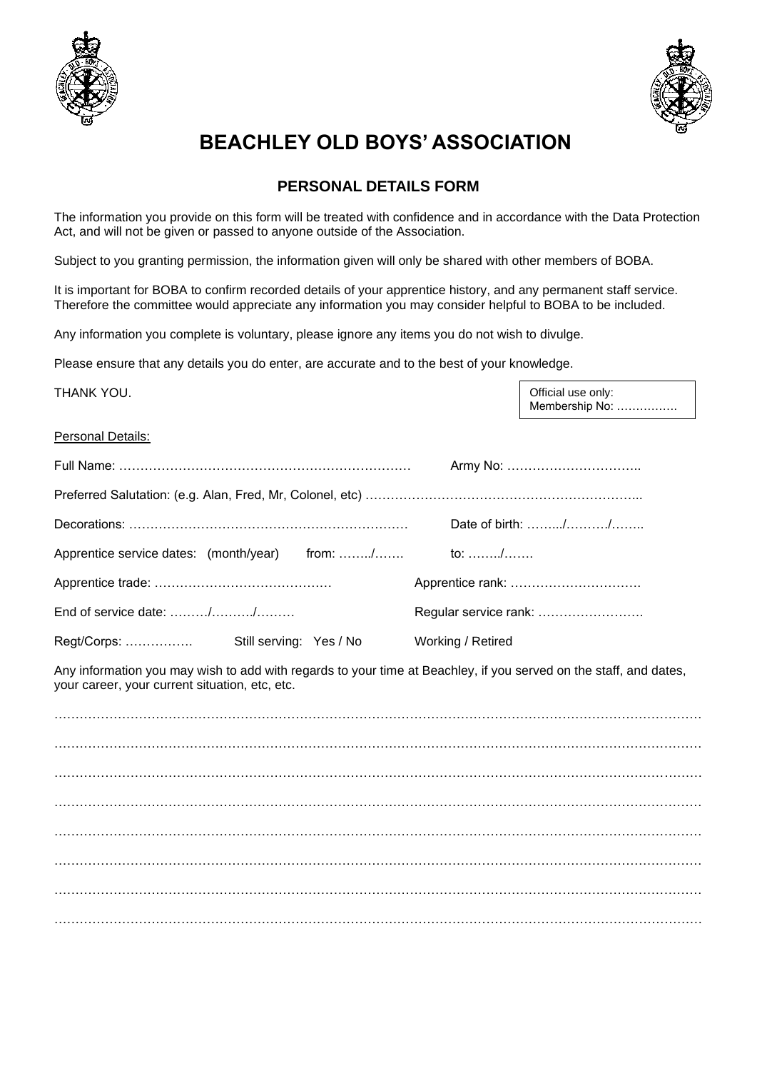# BEACHLEY OLD BOYS' ASSOCIATION

## PERSONAL DETAILS FORM

The information you provide on this form will be treated with confidence and in accordance with the Data Protection Act, and will not be given or passed to anyone outside of the Association.

Subject to you granting permission, the information given will only be shared with other members of BOBA.

It is important for BOBA to confirm recorded details of your apprentice history, and any permanent staff service. Therefore the committee would appreciate any information you may consider helpful to BOBA to be included.

Any information you complete is voluntary, please ignore any items you do not wish to divulge.

Please ensure that any details you do enter, are accurate and to the best of your knowledge.

THANK YOU.

Official use only:
Membership No: …………….

Personal Details:

Full Name: ……………………………………………………………  Army No: …………………………..

Preferred Salutation: (e.g. Alan, Fred, Mr, Colonel, etc) ………………………………………………………...

Decorations: …………………………………………………………  Date of birth: ……../………./……..

Apprentice service dates: (month/year)  from: ……../…….  to: ……../…….

Apprentice trade: ……………………………………  Apprentice rank: ………………………….

End of service date: ………/………./………  Regular service rank: …………………….

Regt/Corps: …………….  Still serving: Yes / No  Working / Retired

Any information you may wish to add with regards to your time at Beachley, if you served on the staff, and dates, your career, your current situation, etc, etc.

……………………………………………………………………………………………………………………………

……………………………………………………………………………………………………………………………

……………………………………………………………………………………………………………………………

……………………………………………………………………………………………………………………………

……………………………………………………………………………………………………………………………

……………………………………………………………………………………………………………………………

……………………………………………………………………………………………………………………………

……………………………………………………………………………………………………………………………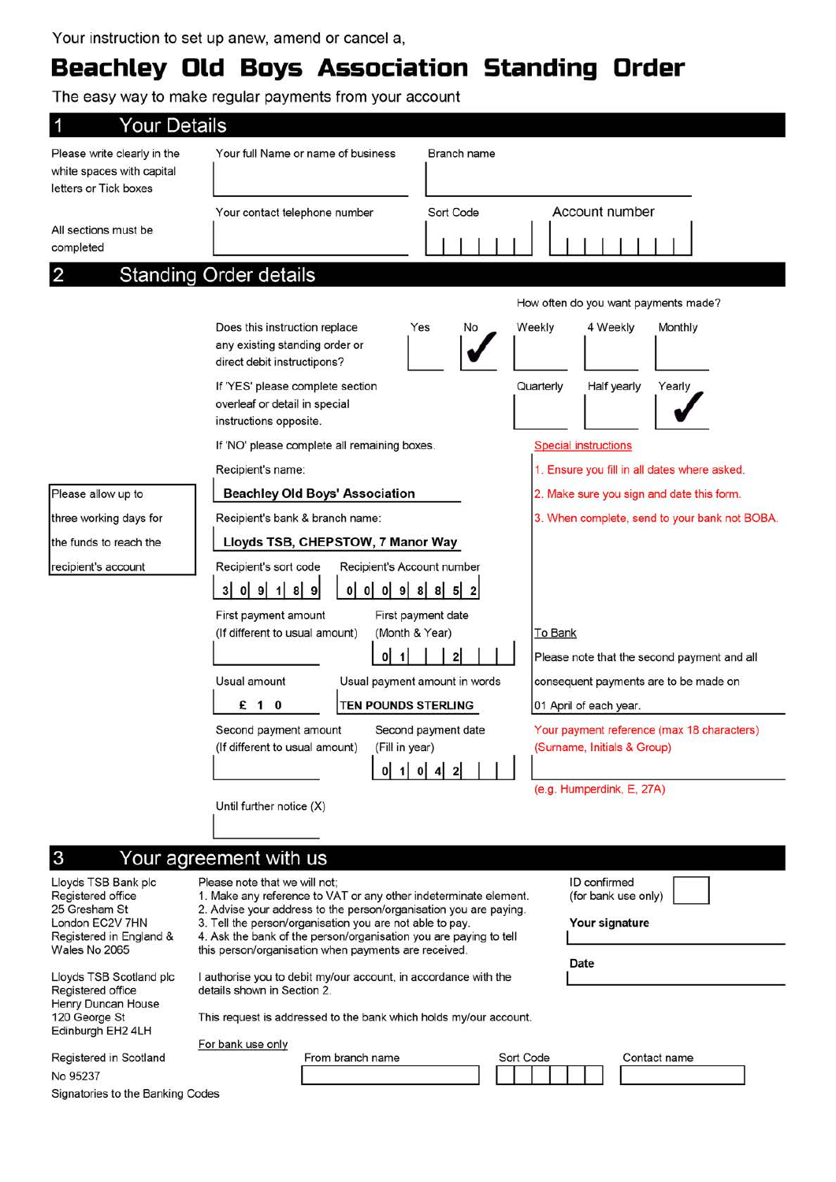Your instruction to set up anew, amend or cancel a,

# Beachley Old Boys Association Standing Order

The easy way to make regular payments from your account

## 1 Your Details

Please write clearly in the white spaces with capital letters or Tick boxes

All sections must be completed

| Your full Name or name of business | Branch name |
|---|---|
| | |

| Your contact telephone number | Sort Code | Account number |
|---|---|---|
| | | |

## 2 Standing Order details

Does this instruction replace any existing standing order or direct debit instructipons?

| Yes | No |
|---|---|
| | ✓ |

How often do you want payments made?

| Weekly | 4 Weekly | Monthly |
|---|---|---|
| | | |

| Quarterly | Half yearly | Yearly |
|---|---|---|
| | | ✓ |

If 'YES' please complete section overleaf or detail in special instructions opposite.

If 'NO' please complete all remaining boxes.

Special instructions

1. Ensure you fill in all dates where asked.
2. Make sure you sign and date this form.
3. When complete, send to your bank not BOBA.

Please allow up to three working days for the funds to reach the recipient's account

Recipient's name: **Beachley Old Boys' Association**

Recipient's bank & branch name: **Lloyds TSB, CHEPSTOW, 7 Manor Way**

Recipient's sort code: 3 0 9 1 8 9

Recipient's Account number: 0 0 0 9 8 8 5 2

First payment amount (If different to usual amount):

First payment date (Month & Year): 0 1 | | 2 | | |

Usual amount: £ 1 0

Usual payment amount in words: TEN POUNDS STERLING

Second payment amount (If different to usual amount):

Second payment date (Fill in year): 0 1 0 4 2 | | |

Until further notice (X):

To Bank

Please note that the second payment and all consequent payments are to be made on 01 April of each year.

Your payment reference (max 18 characters) (Surname, Initials & Group)

(e.g. Humperdink, E, 27A)

## 3 Your agreement with us

Lloyds TSB Bank plc
Registered office
25 Gresham St
London EC2V 7HN
Registered in England & Wales No 2065

Lloyds TSB Scotland plc
Registered office
Henry Duncan House
120 George St
Edinburgh EH2 4LH

Registered in Scotland
No 95237

Signatories to the Banking Codes

Please note that we will not;

1. Make any reference to VAT or any other indeterminate element.
2. Advise your address to the person/organisation you are paying.
3. Tell the person/organisation you are not able to pay.
4. Ask the bank of the person/organisation you are paying to tell this person/organisation when payments are received.

I authorise you to debit my/our account, in accordance with the details shown in Section 2.

This request is addressed to the bank which holds my/our account.

ID confirmed (for bank use only)

**Your signature**

**Date**

For bank use only

| From branch name | Sort Code | Contact name |
|---|---|---|
| | | |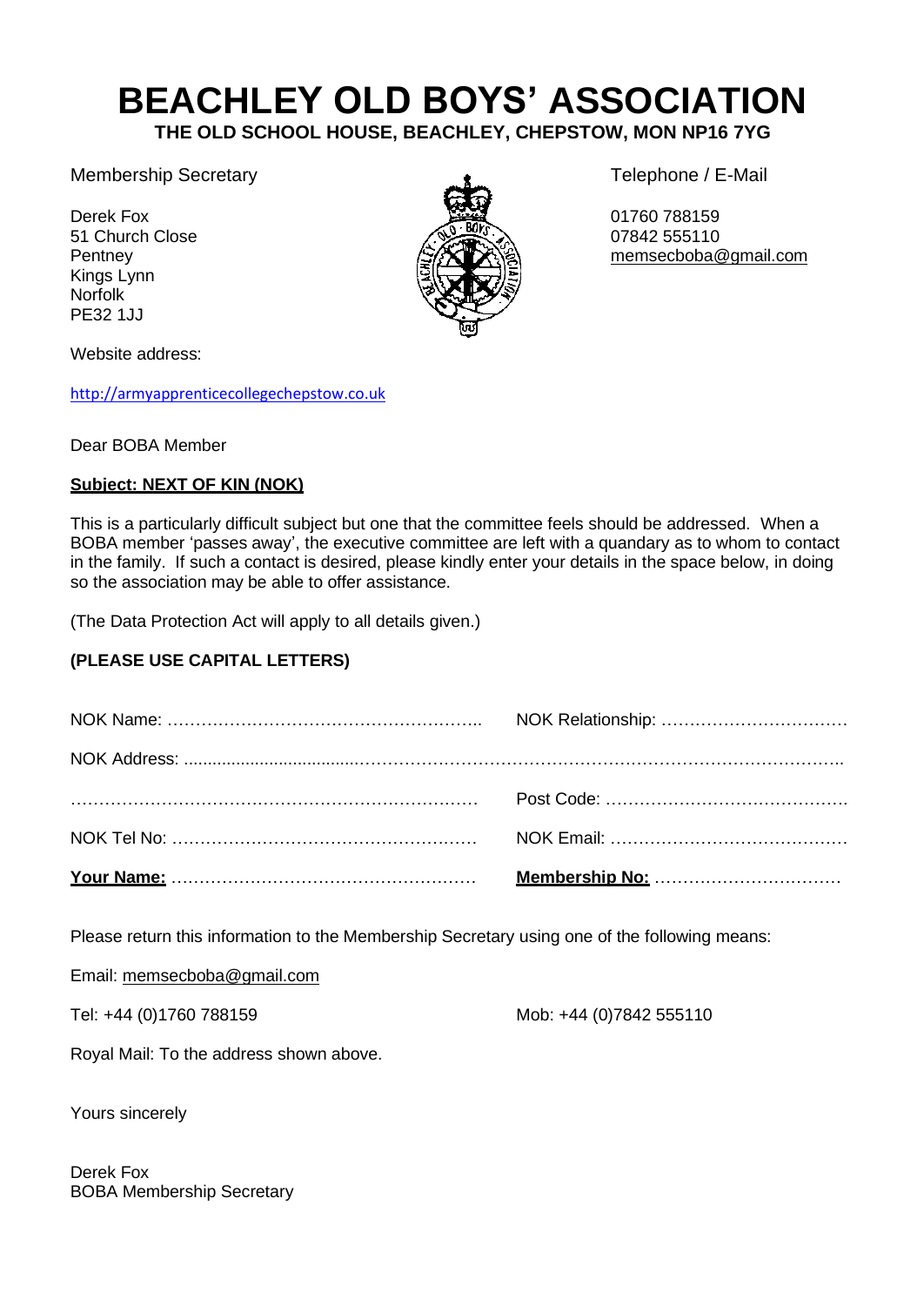# BEACHLEY OLD BOYS' ASSOCIATION

**THE OLD SCHOOL HOUSE, BEACHLEY, CHEPSTOW, MON NP16 7YG**

Membership Secretary

Derek Fox
51 Church Close
Pentney
Kings Lynn
Norfolk
PE32 1JJ

Telephone / E-Mail

01760 788159
07842 555110
memsecboba@gmail.com

Website address:

http://armyapprenticecollegechepstow.co.uk

Dear BOBA Member

**Subject: NEXT OF KIN (NOK)**

This is a particularly difficult subject but one that the committee feels should be addressed. When a BOBA member 'passes away', the executive committee are left with a quandary as to whom to contact in the family. If such a contact is desired, please kindly enter your details in the space below, in doing so the association may be able to offer assistance.

(The Data Protection Act will apply to all details given.)

**(PLEASE USE CAPITAL LETTERS)**

NOK Name: ……………………………………………….. NOK Relationship: ……………………………

NOK Address: ..................................……………………………………………………………………………

……………………………………………………………… Post Code: …………………………………….

NOK Tel No: ……………………………………………… NOK Email: ……………………………………

**Your Name:** ……………………………………………… **Membership No:** ……………………………

Please return this information to the Membership Secretary using one of the following means:

Email: memsecboba@gmail.com

Tel: +44 (0)1760 788159 Mob: +44 (0)7842 555110

Royal Mail: To the address shown above.

Yours sincerely

Derek Fox
BOBA Membership Secretary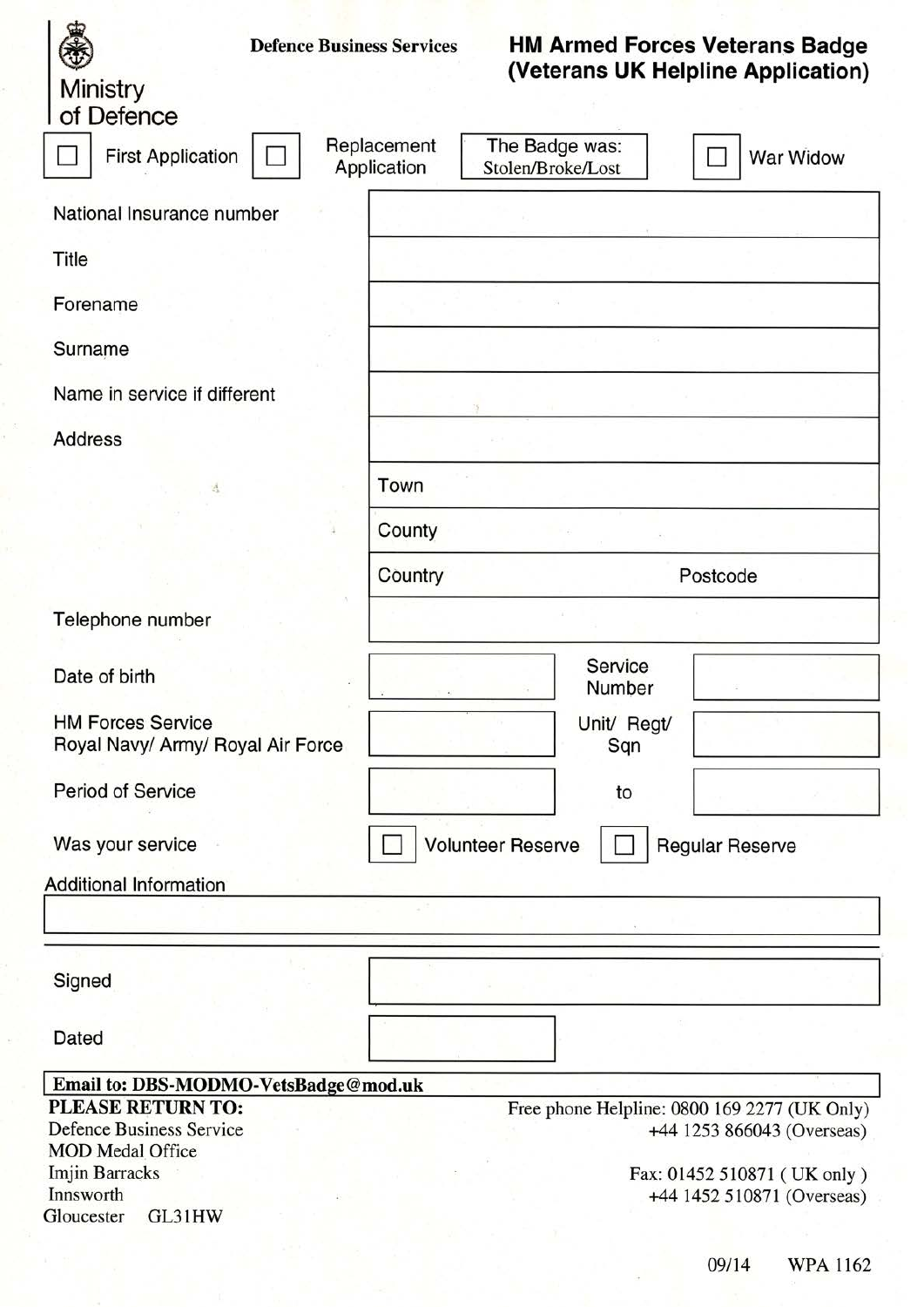Ministry of Defence

**Defence Business Services**

# HM Armed Forces Veterans Badge (Veterans UK Helpline Application)

☐ First Application ☐ Replacement Application | The Badge was: Stolen/Broke/Lost | ☐ War Widow

| | | | |
|---|---|---|---|
| National Insurance number | | | |
| Title | | | |
| Forename | | | |
| Surname | | | |
| Name in service if different | | | |
| Address | | | |
| | Town | | |
| | County | | |
| | Country | Postcode | |
| Telephone number | | | |
| Date of birth | | Service Number | |
| HM Forces Service Royal Navy/ Army/ Royal Air Force | | Unit/ Regt/ Sqn | |
| Period of Service | | to | |
| Was your service | ☐ Volunteer Reserve | ☐ Regular Reserve | |

Additional Information

| | |
|---|---|
| Signed | |
| Dated | |

**Email to: DBS-MODMO-VetsBadge@mod.uk**

**PLEASE RETURN TO:**
Defence Business Service
MOD Medal Office
Imjin Barracks
Innsworth
Gloucester GL31HW

Free phone Helpline: 0800 169 2277 (UK Only)
+44 1253 866043 (Overseas)

Fax: 01452 510871 ( UK only )
+44 1452 510871 (Overseas)

09/14 WPA 1162